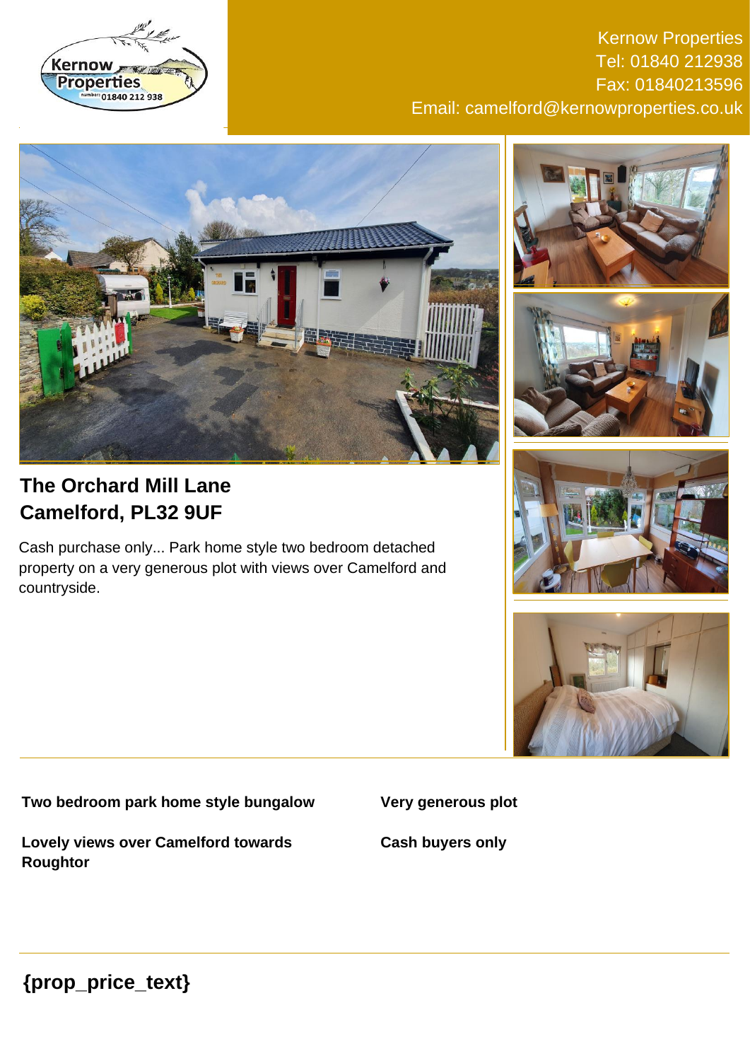Kernow Properties
Tel: 01840 212938
Fax: 01840213596
Email: camelford@kernowproperties.co.uk

## The Orchard Mill Lane
## Camelford, PL32 9UF

Cash purchase only... Park home style two bedroom detached property on a very generous plot with views over Camelford and countryside.

**Two bedroom park home style bungalow**

**Lovely views over Camelford towards Roughtor**

**Very generous plot**

**Cash buyers only**

## {prop_price_text}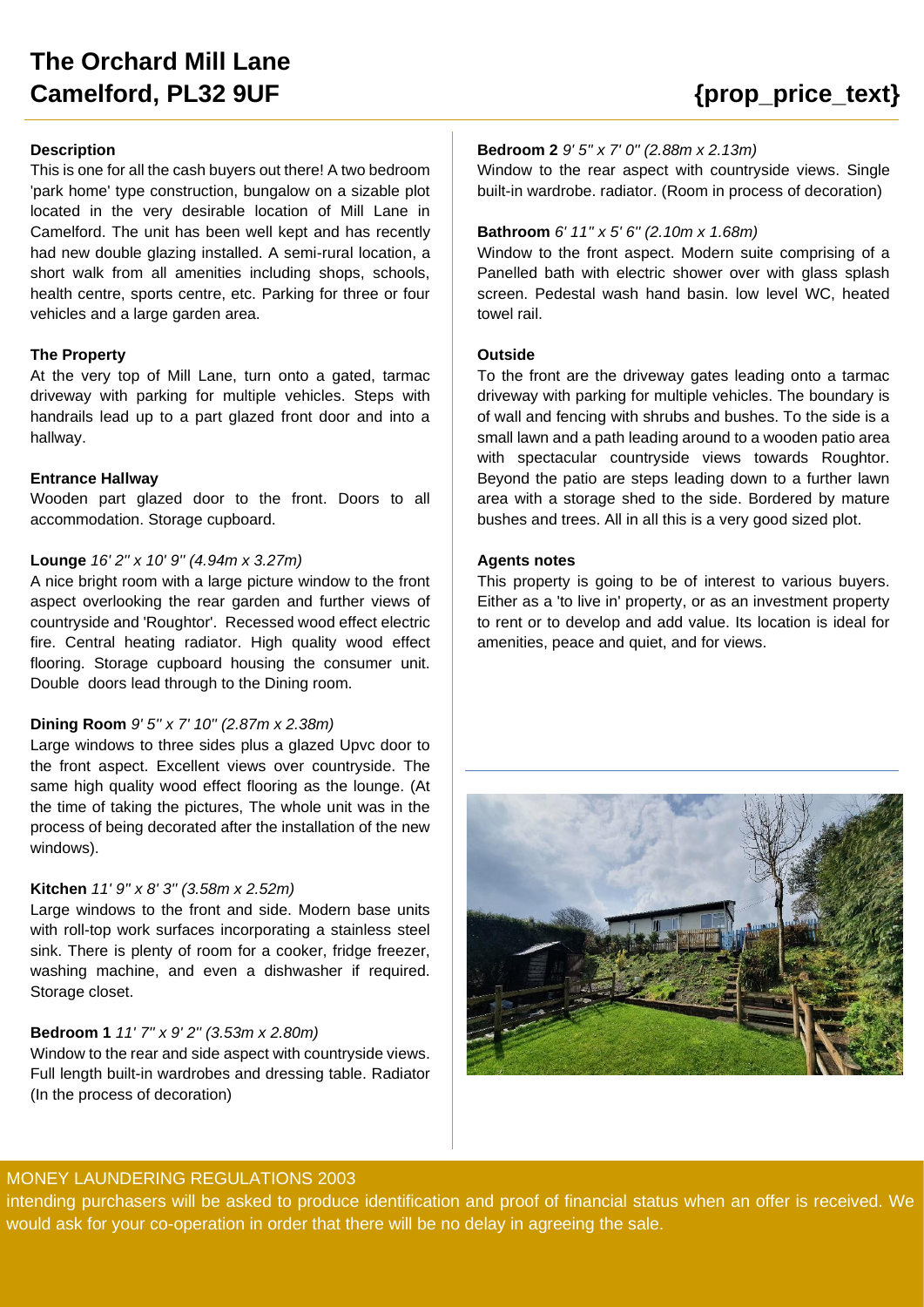# The Orchard Mill Lane
# Camelford, PL32 9UF

## {prop_price_text}

### Description

This is one for all the cash buyers out there! A two bedroom 'park home' type construction, bungalow on a sizable plot located in the very desirable location of Mill Lane in Camelford. The unit has been well kept and has recently had new double glazing installed. A semi-rural location, a short walk from all amenities including shops, schools, health centre, sports centre, etc. Parking for three or four vehicles and a large garden area.

### The Property

At the very top of Mill Lane, turn onto a gated, tarmac driveway with parking for multiple vehicles. Steps with handrails lead up to a part glazed front door and into a hallway.

### Entrance Hallway

Wooden part glazed door to the front. Doors to all accommodation. Storage cupboard.

**Lounge** *16' 2" x 10' 9" (4.94m x 3.27m)*

A nice bright room with a large picture window to the front aspect overlooking the rear garden and further views of countryside and 'Roughtor'. Recessed wood effect electric fire. Central heating radiator. High quality wood effect flooring. Storage cupboard housing the consumer unit. Double doors lead through to the Dining room.

**Dining Room** *9' 5" x 7' 10" (2.87m x 2.38m)*

Large windows to three sides plus a glazed Upvc door to the front aspect. Excellent views over countryside. The same high quality wood effect flooring as the lounge. (At the time of taking the pictures, The whole unit was in the process of being decorated after the installation of the new windows).

**Kitchen** *11' 9" x 8' 3" (3.58m x 2.52m)*

Large windows to the front and side. Modern base units with roll-top work surfaces incorporating a stainless steel sink. There is plenty of room for a cooker, fridge freezer, washing machine, and even a dishwasher if required. Storage closet.

**Bedroom 1** *11' 7" x 9' 2" (3.53m x 2.80m)*

Window to the rear and side aspect with countryside views. Full length built-in wardrobes and dressing table. Radiator (In the process of decoration)

**Bedroom 2** *9' 5" x 7' 0" (2.88m x 2.13m)*

Window to the rear aspect with countryside views. Single built-in wardrobe. radiator. (Room in process of decoration)

**Bathroom** *6' 11" x 5' 6" (2.10m x 1.68m)*

Window to the front aspect. Modern suite comprising of a Panelled bath with electric shower over with glass splash screen. Pedestal wash hand basin. low level WC, heated towel rail.

### Outside

To the front are the driveway gates leading onto a tarmac driveway with parking for multiple vehicles. The boundary is of wall and fencing with shrubs and bushes. To the side is a small lawn and a path leading around to a wooden patio area with spectacular countryside views towards Roughtor. Beyond the patio are steps leading down to a further lawn area with a storage shed to the side. Bordered by mature bushes and trees. All in all this is a very good sized plot.

### Agents notes

This property is going to be of interest to various buyers. Either as a 'to live in' property, or as an investment property to rent or to develop and add value. Its location is ideal for amenities, peace and quiet, and for views.

MONEY LAUNDERING REGULATIONS 2003

intending purchasers will be asked to produce identification and proof of financial status when an offer is received. We would ask for your co-operation in order that there will be no delay in agreeing the sale.